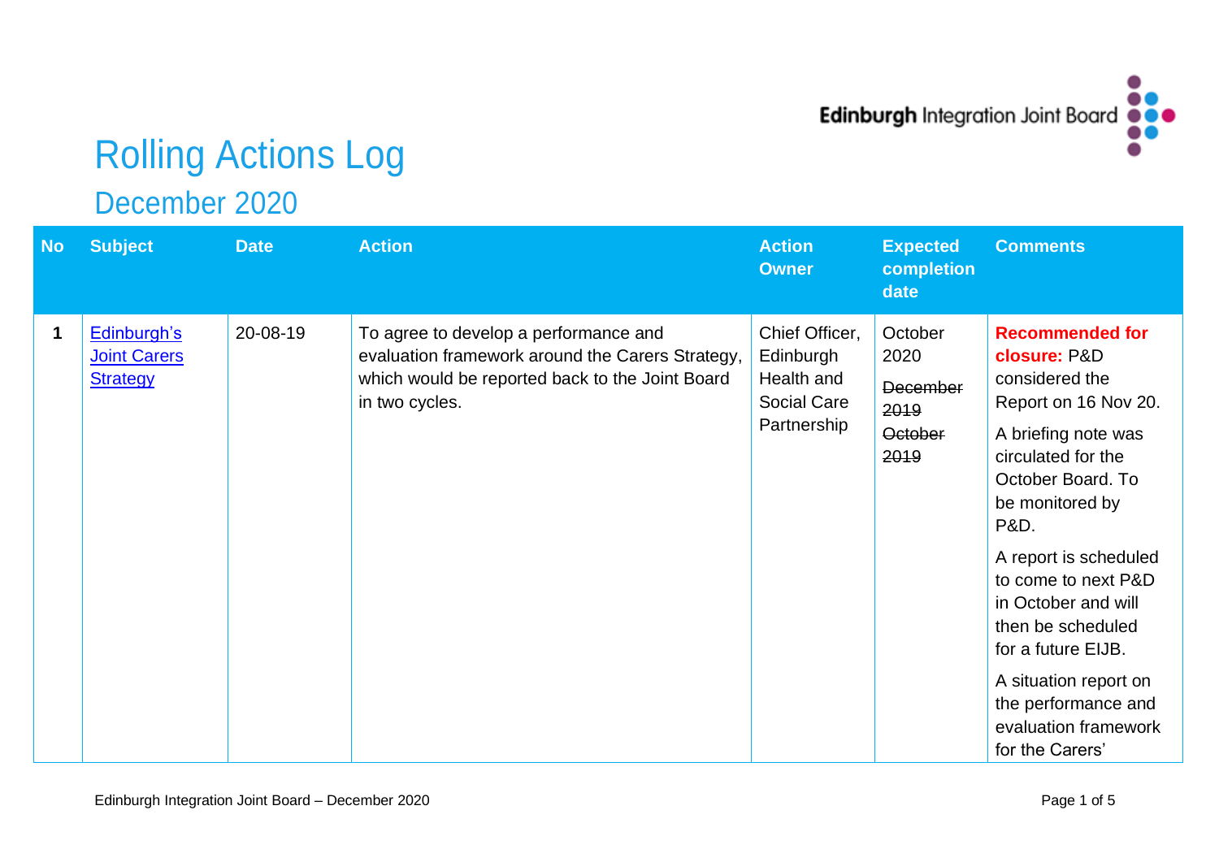# Rolling Actions Log

## December 2020

| No | Subject | Date | Action | Action Owner | Expected completion date | Comments |
|---|---|---|---|---|---|---|
| **1** | [Edinburgh's Joint Carers Strategy]() | 20-08-19 | To agree to develop a performance and evaluation framework around the Carers Strategy, which would be reported back to the Joint Board in two cycles. | Chief Officer, Edinburgh Health and Social Care Partnership | October 2020<br>~~December 2019~~<br>~~October 2019~~ | **Recommended for closure:** P&D considered the Report on 16 Nov 20.<br>A briefing note was circulated for the October Board. To be monitored by P&D.<br>A report is scheduled to come to next P&D in October and will then be scheduled for a future EIJB.<br>A situation report on the performance and evaluation framework for the Carers' |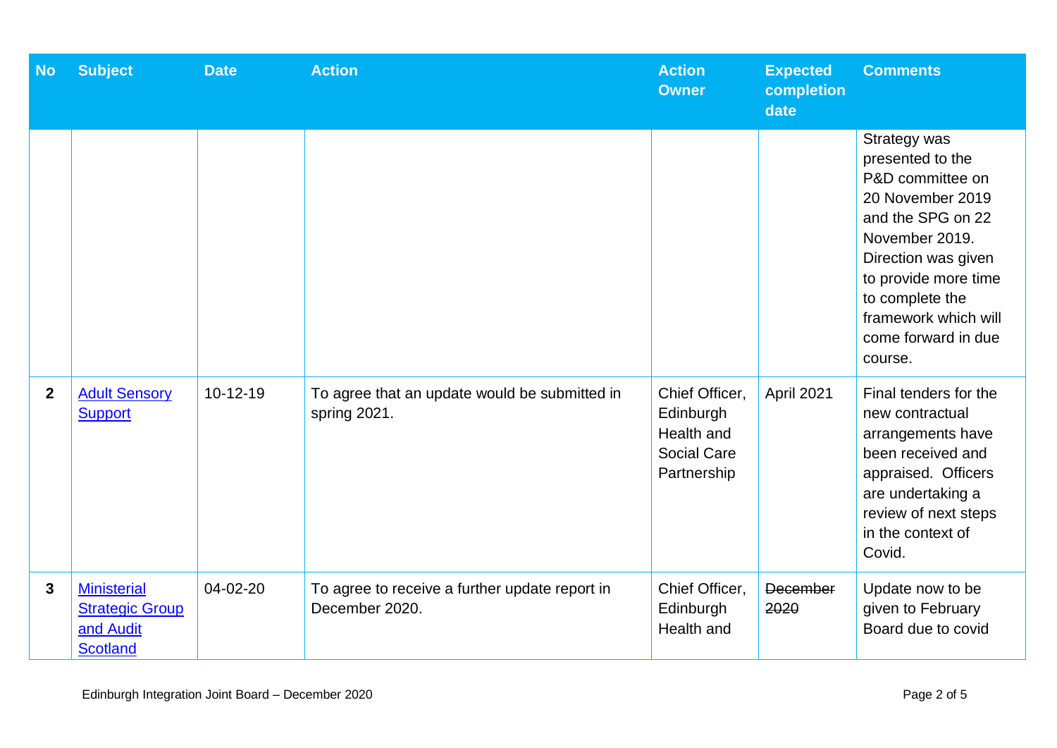| No | Subject | Date | Action | Action Owner | Expected completion date | Comments |
|---|---|---|---|---|---|---|
| | | | | | | Strategy was presented to the P&D committee on 20 November 2019 and the SPG on 22 November 2019. Direction was given to provide more time to complete the framework which will come forward in due course. |
| **2** | Adult Sensory Support | 10-12-19 | To agree that an update would be submitted in spring 2021. | Chief Officer, Edinburgh Health and Social Care Partnership | April 2021 | Final tenders for the new contractual arrangements have been received and appraised. Officers are undertaking a review of next steps in the context of Covid. |
| **3** | Ministerial Strategic Group and Audit Scotland | 04-02-20 | To agree to receive a further update report in December 2020. | Chief Officer, Edinburgh Health and | ~~December 2020~~ | Update now to be given to February Board due to covid |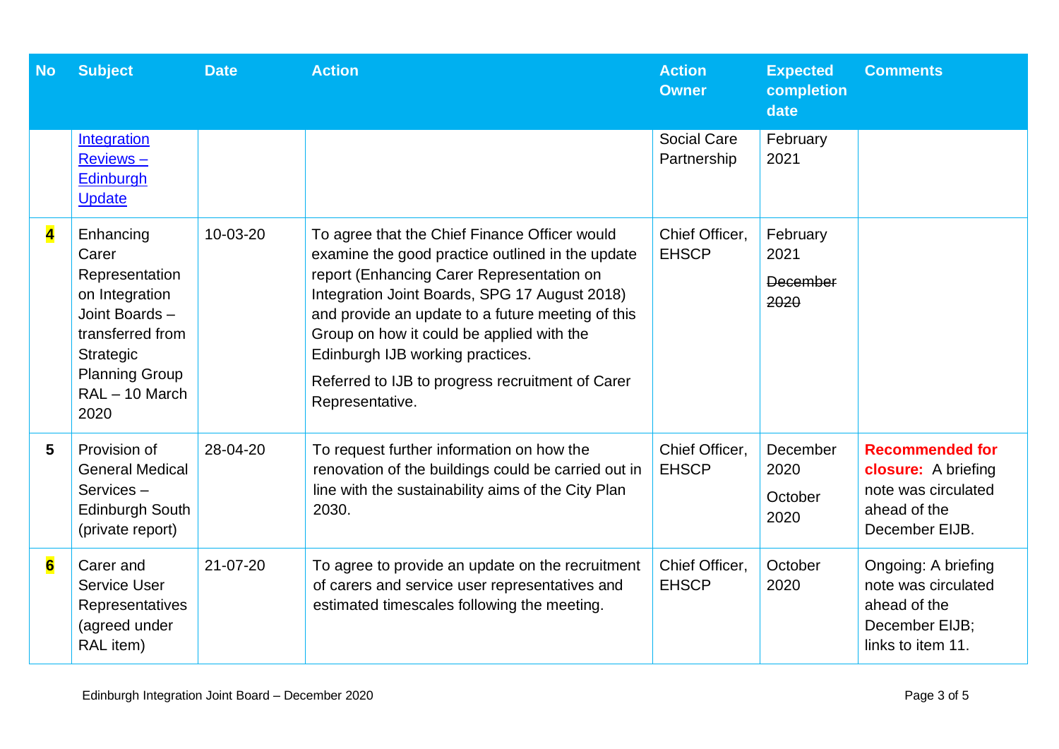| No | Subject | Date | Action | Action Owner | Expected completion date | Comments |
|---|---|---|---|---|---|---|
| | Integration Reviews – Edinburgh Update | | | Social Care Partnership | February 2021 | |
| 4 | Enhancing Carer Representation on Integration Joint Boards – transferred from Strategic Planning Group RAL – 10 March 2020 | 10-03-20 | To agree that the Chief Finance Officer would examine the good practice outlined in the update report (Enhancing Carer Representation on Integration Joint Boards, SPG 17 August 2018) and provide an update to a future meeting of this Group on how it could be applied with the Edinburgh IJB working practices.<br><br>Referred to IJB to progress recruitment of Carer Representative. | Chief Officer, EHSCP | February 2021<br><br>~~December 2020~~ | |
| 5 | Provision of General Medical Services – Edinburgh South (private report) | 28-04-20 | To request further information on how the renovation of the buildings could be carried out in line with the sustainability aims of the City Plan 2030. | Chief Officer, EHSCP | December 2020<br><br>October 2020 | **Recommended for closure:** A briefing note was circulated ahead of the December EIJB. |
| 6 | Carer and Service User Representatives (agreed under RAL item) | 21-07-20 | To agree to provide an update on the recruitment of carers and service user representatives and estimated timescales following the meeting. | Chief Officer, EHSCP | October 2020 | Ongoing: A briefing note was circulated ahead of the December EIJB; links to item 11. |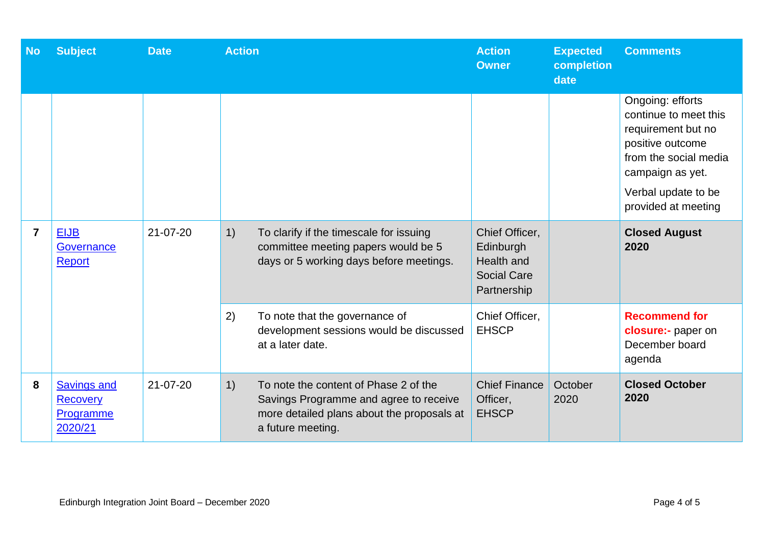| No | Subject | Date | Action | Action Owner | Expected completion date | Comments |
|---|---|---|---|---|---|---|
| | | | | | | Ongoing: efforts continue to meet this requirement but no positive outcome from the social media campaign as yet.<br><br>Verbal update to be provided at meeting |
| **7** | EIJB Governance Report | 21-07-20 | 1) To clarify if the timescale for issuing committee meeting papers would be 5 days or 5 working days before meetings. | Chief Officer, Edinburgh Health and Social Care Partnership | | **Closed August 2020** |
| | | | 2) To note that the governance of development sessions would be discussed at a later date. | Chief Officer, EHSCP | | **Recommend for closure:-** paper on December board agenda |
| **8** | Savings and Recovery Programme 2020/21 | 21-07-20 | 1) To note the content of Phase 2 of the Savings Programme and agree to receive more detailed plans about the proposals at a future meeting. | Chief Finance Officer, EHSCP | October 2020 | **Closed October 2020** |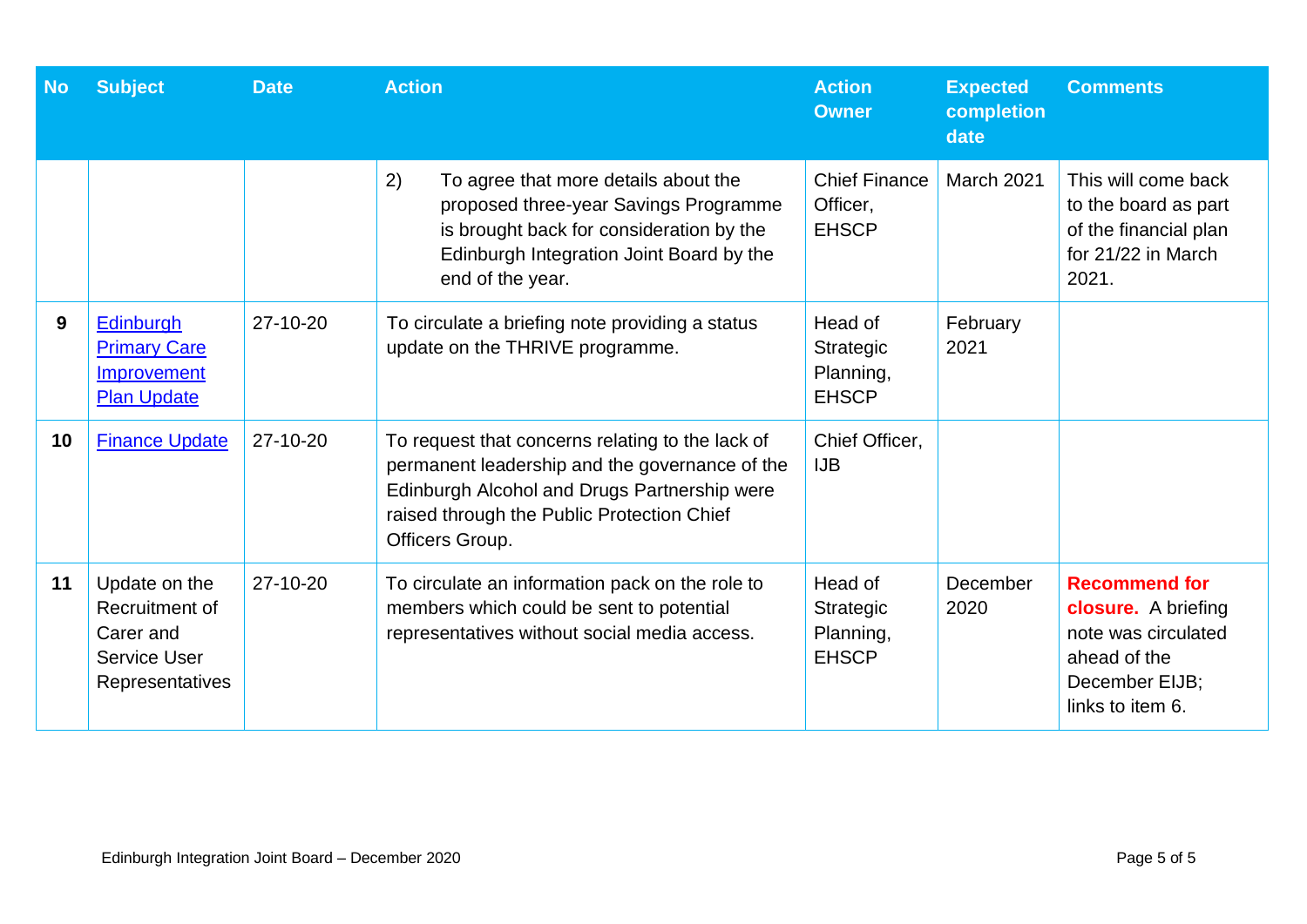| No | Subject | Date | Action | Action Owner | Expected completion date | Comments |
|---|---|---|---|---|---|---|
| | | | 2) To agree that more details about the proposed three-year Savings Programme is brought back for consideration by the Edinburgh Integration Joint Board by the end of the year. | Chief Finance Officer, EHSCP | March 2021 | This will come back to the board as part of the financial plan for 21/22 in March 2021. |
| **9** | Edinburgh Primary Care Improvement Plan Update | 27-10-20 | To circulate a briefing note providing a status update on the THRIVE programme. | Head of Strategic Planning, EHSCP | February 2021 | |
| **10** | Finance Update | 27-10-20 | To request that concerns relating to the lack of permanent leadership and the governance of the Edinburgh Alcohol and Drugs Partnership were raised through the Public Protection Chief Officers Group. | Chief Officer, IJB | | |
| **11** | Update on the Recruitment of Carer and Service User Representatives | 27-10-20 | To circulate an information pack on the role to members which could be sent to potential representatives without social media access. | Head of Strategic Planning, EHSCP | December 2020 | **Recommend for closure.** A briefing note was circulated ahead of the December EIJB; links to item 6. |